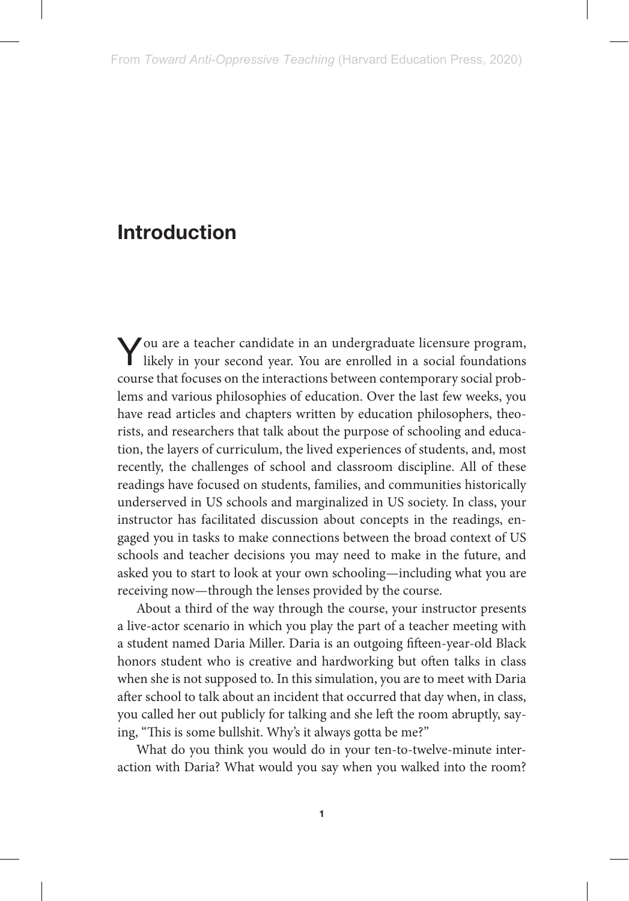# Introduction

You are a teacher candidate in an undergraduate licensure program, likely in your second year. You are enrolled in a social foundations course that focuses on the interactions between contemporary social problems and various philosophies of education. Over the last few weeks, you have read articles and chapters written by education philosophers, theorists, and researchers that talk about the purpose of schooling and education, the layers of curriculum, the lived experiences of students, and, most recently, the challenges of school and classroom discipline. All of these readings have focused on students, families, and communities historically underserved in US schools and marginalized in US society. In class, your instructor has facilitated discussion about concepts in the readings, engaged you in tasks to make connections between the broad context of US schools and teacher decisions you may need to make in the future, and asked you to start to look at your own schooling—including what you are receiving now—through the lenses provided by the course.

About a third of the way through the course, your instructor presents a live-actor scenario in which you play the part of a teacher meeting with a student named Daria Miller. Daria is an outgoing fifteen-year-old Black honors student who is creative and hardworking but often talks in class when she is not supposed to. In this simulation, you are to meet with Daria after school to talk about an incident that occurred that day when, in class, you called her out publicly for talking and she left the room abruptly, saying, "This is some bullshit. Why's it always gotta be me?"

What do you think you would do in your ten-to-twelve-minute interaction with Daria? What would you say when you walked into the room?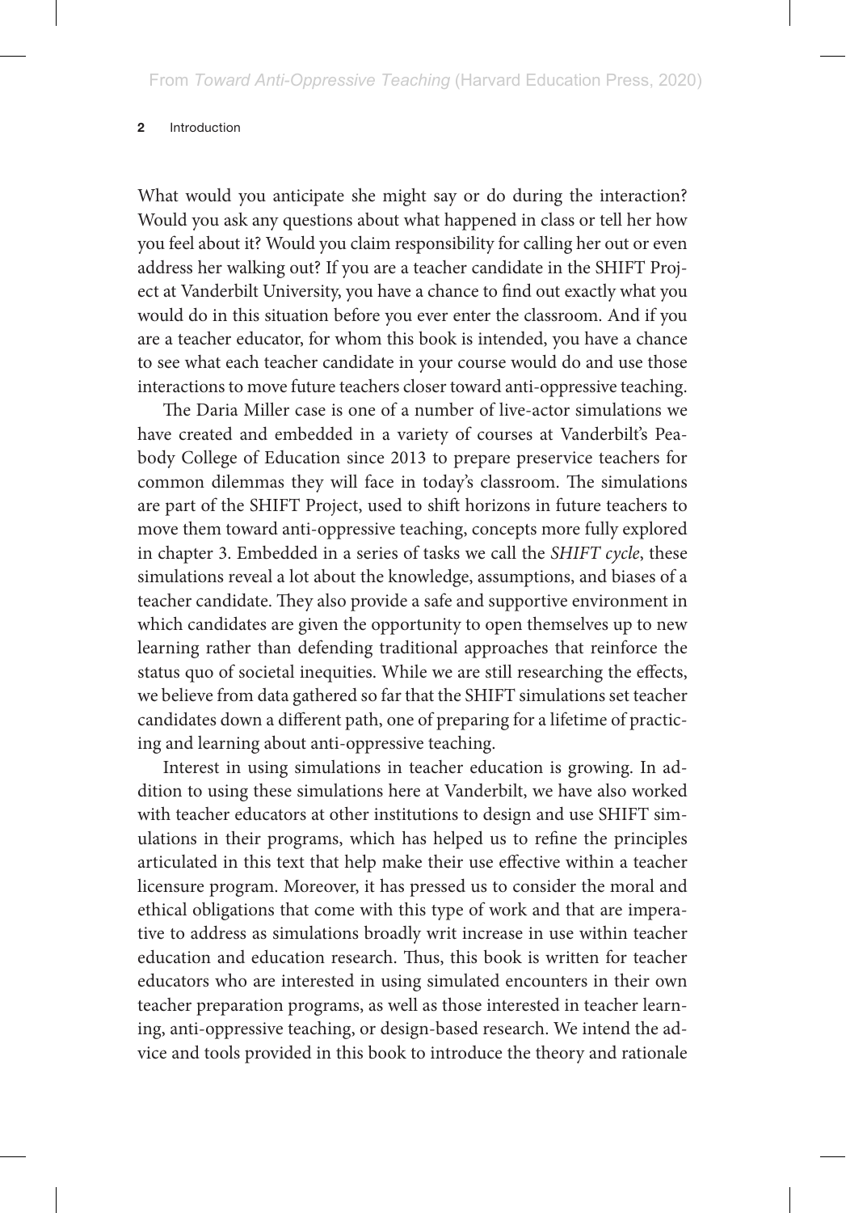What would you anticipate she might say or do during the interaction? Would you ask any questions about what happened in class or tell her how you feel about it? Would you claim responsibility for calling her out or even address her walking out? If you are a teacher candidate in the SHIFT Project at Vanderbilt University, you have a chance to find out exactly what you would do in this situation before you ever enter the classroom. And if you are a teacher educator, for whom this book is intended, you have a chance to see what each teacher candidate in your course would do and use those interactions to move future teachers closer toward anti-oppressive teaching.

The Daria Miller case is one of a number of live-actor simulations we have created and embedded in a variety of courses at Vanderbilt's Peabody College of Education since 2013 to prepare preservice teachers for common dilemmas they will face in today's classroom. The simulations are part of the SHIFT Project, used to shift horizons in future teachers to move them toward anti-oppressive teaching, concepts more fully explored in chapter 3. Embedded in a series of tasks we call the *SHIFT cycle*, these simulations reveal a lot about the knowledge, assumptions, and biases of a teacher candidate. They also provide a safe and supportive environment in which candidates are given the opportunity to open themselves up to new learning rather than defending traditional approaches that reinforce the status quo of societal inequities. While we are still researching the effects, we believe from data gathered so far that the SHIFT simulations set teacher candidates down a different path, one of preparing for a lifetime of practicing and learning about anti-oppressive teaching.

Interest in using simulations in teacher education is growing. In addition to using these simulations here at Vanderbilt, we have also worked with teacher educators at other institutions to design and use SHIFT simulations in their programs, which has helped us to refine the principles articulated in this text that help make their use effective within a teacher licensure program. Moreover, it has pressed us to consider the moral and ethical obligations that come with this type of work and that are imperative to address as simulations broadly writ increase in use within teacher education and education research. Thus, this book is written for teacher educators who are interested in using simulated encounters in their own teacher preparation programs, as well as those interested in teacher learning, anti-oppressive teaching, or design-based research. We intend the advice and tools provided in this book to introduce the theory and rationale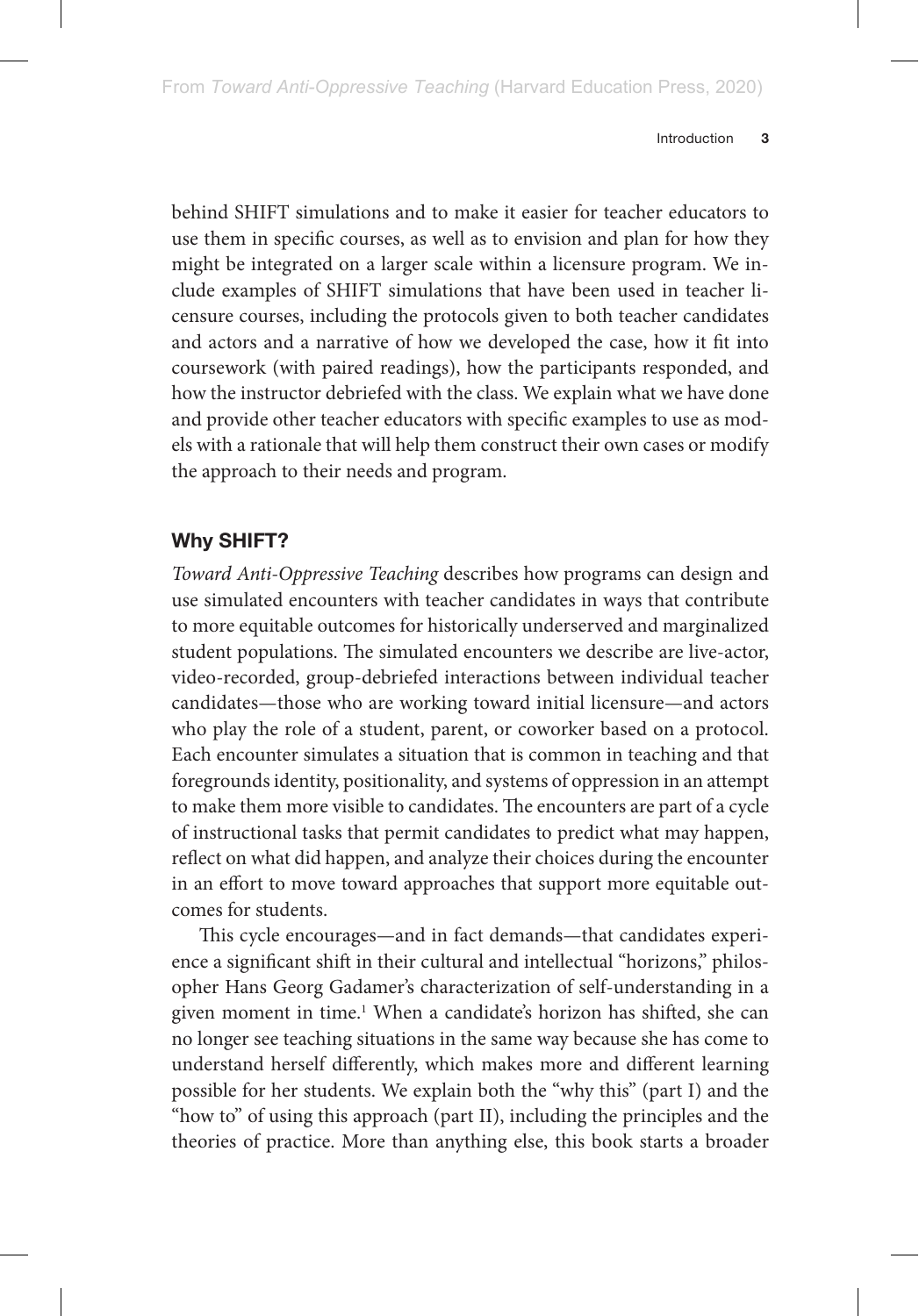behind SHIFT simulations and to make it easier for teacher educators to use them in specific courses, as well as to envision and plan for how they might be integrated on a larger scale within a licensure program. We include examples of SHIFT simulations that have been used in teacher licensure courses, including the protocols given to both teacher candidates and actors and a narrative of how we developed the case, how it fit into coursework (with paired readings), how the participants responded, and how the instructor debriefed with the class. We explain what we have done and provide other teacher educators with specific examples to use as models with a rationale that will help them construct their own cases or modify the approach to their needs and program.

## Why SHIFT?

*Toward Anti-Oppressive Teaching* describes how programs can design and use simulated encounters with teacher candidates in ways that contribute to more equitable outcomes for historically underserved and marginalized student populations. The simulated encounters we describe are live-actor, video-recorded, group-debriefed interactions between individual teacher candidates—those who are working toward initial licensure—and actors who play the role of a student, parent, or coworker based on a protocol. Each encounter simulates a situation that is common in teaching and that foregrounds identity, positionality, and systems of oppression in an attempt to make them more visible to candidates. The encounters are part of a cycle of instructional tasks that permit candidates to predict what may happen, reflect on what did happen, and analyze their choices during the encounter in an effort to move toward approaches that support more equitable outcomes for students.

This cycle encourages—and in fact demands—that candidates experience a significant shift in their cultural and intellectual "horizons," philosopher Hans Georg Gadamer's characterization of self-understanding in a given moment in time.[1] When a candidate's horizon has shifted, she can no longer see teaching situations in the same way because she has come to understand herself differently, which makes more and different learning possible for her students. We explain both the "why this" (part I) and the "how to" of using this approach (part II), including the principles and the theories of practice. More than anything else, this book starts a broader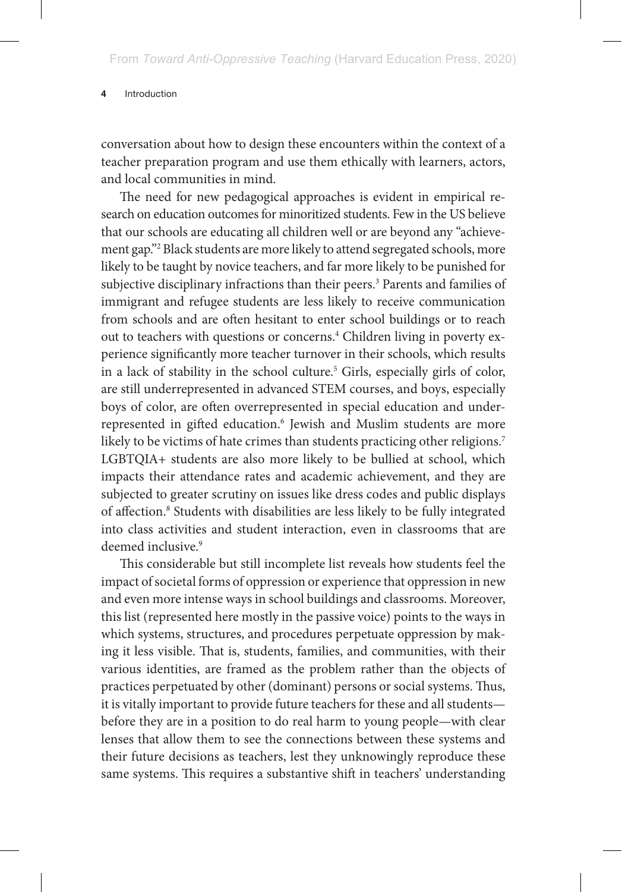conversation about how to design these encounters within the context of a teacher preparation program and use them ethically with learners, actors, and local communities in mind.

The need for new pedagogical approaches is evident in empirical research on education outcomes for minoritized students. Few in the US believe that our schools are educating all children well or are beyond any "achievement gap."[2] Black students are more likely to attend segregated schools, more likely to be taught by novice teachers, and far more likely to be punished for subjective disciplinary infractions than their peers.[3] Parents and families of immigrant and refugee students are less likely to receive communication from schools and are often hesitant to enter school buildings or to reach out to teachers with questions or concerns.[4] Children living in poverty experience significantly more teacher turnover in their schools, which results in a lack of stability in the school culture.[5] Girls, especially girls of color, are still underrepresented in advanced STEM courses, and boys, especially boys of color, are often overrepresented in special education and underrepresented in gifted education.[6] Jewish and Muslim students are more likely to be victims of hate crimes than students practicing other religions.[7] LGBTQIA+ students are also more likely to be bullied at school, which impacts their attendance rates and academic achievement, and they are subjected to greater scrutiny on issues like dress codes and public displays of affection.[8] Students with disabilities are less likely to be fully integrated into class activities and student interaction, even in classrooms that are deemed inclusive.[9]

This considerable but still incomplete list reveals how students feel the impact of societal forms of oppression or experience that oppression in new and even more intense ways in school buildings and classrooms. Moreover, this list (represented here mostly in the passive voice) points to the ways in which systems, structures, and procedures perpetuate oppression by making it less visible. That is, students, families, and communities, with their various identities, are framed as the problem rather than the objects of practices perpetuated by other (dominant) persons or social systems. Thus, it is vitally important to provide future teachers for these and all students—before they are in a position to do real harm to young people—with clear lenses that allow them to see the connections between these systems and their future decisions as teachers, lest they unknowingly reproduce these same systems. This requires a substantive shift in teachers' understanding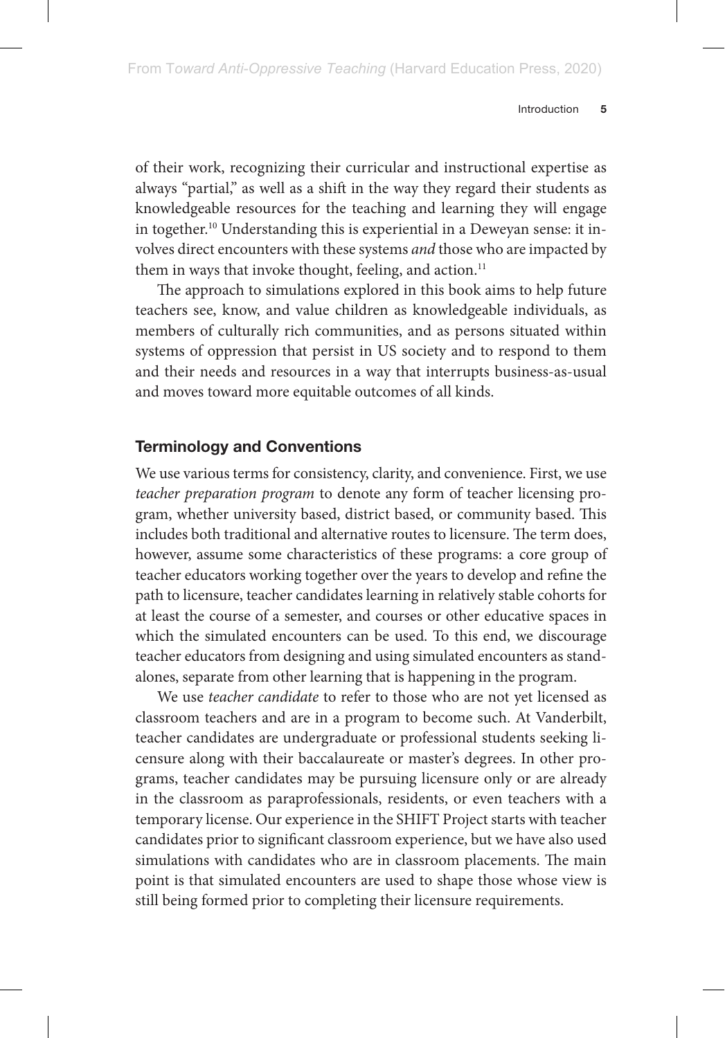of their work, recognizing their curricular and instructional expertise as always "partial," as well as a shift in the way they regard their students as knowledgeable resources for the teaching and learning they will engage in together.[10] Understanding this is experiential in a Deweyan sense: it involves direct encounters with these systems *and* those who are impacted by them in ways that invoke thought, feeling, and action.[11]

The approach to simulations explored in this book aims to help future teachers see, know, and value children as knowledgeable individuals, as members of culturally rich communities, and as persons situated within systems of oppression that persist in US society and to respond to them and their needs and resources in a way that interrupts business-as-usual and moves toward more equitable outcomes of all kinds.

### Terminology and Conventions

We use various terms for consistency, clarity, and convenience. First, we use *teacher preparation program* to denote any form of teacher licensing program, whether university based, district based, or community based. This includes both traditional and alternative routes to licensure. The term does, however, assume some characteristics of these programs: a core group of teacher educators working together over the years to develop and refine the path to licensure, teacher candidates learning in relatively stable cohorts for at least the course of a semester, and courses or other educative spaces in which the simulated encounters can be used. To this end, we discourage teacher educators from designing and using simulated encounters as standalones, separate from other learning that is happening in the program.

We use *teacher candidate* to refer to those who are not yet licensed as classroom teachers and are in a program to become such. At Vanderbilt, teacher candidates are undergraduate or professional students seeking licensure along with their baccalaureate or master's degrees. In other programs, teacher candidates may be pursuing licensure only or are already in the classroom as paraprofessionals, residents, or even teachers with a temporary license. Our experience in the SHIFT Project starts with teacher candidates prior to significant classroom experience, but we have also used simulations with candidates who are in classroom placements. The main point is that simulated encounters are used to shape those whose view is still being formed prior to completing their licensure requirements.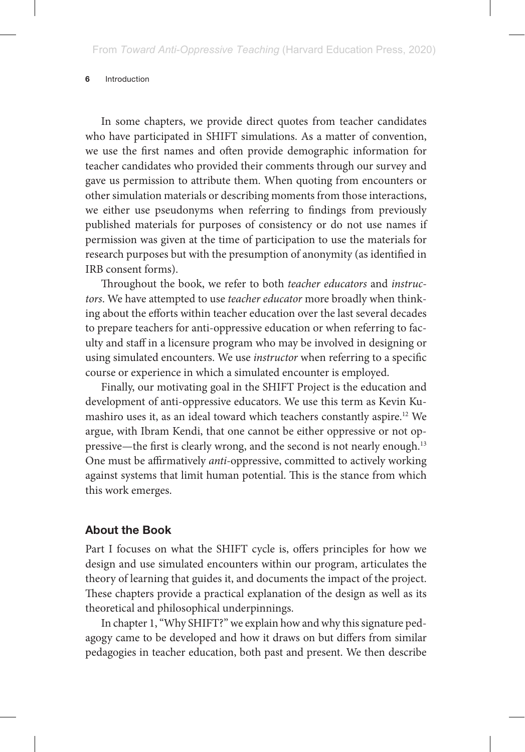In some chapters, we provide direct quotes from teacher candidates who have participated in SHIFT simulations. As a matter of convention, we use the first names and often provide demographic information for teacher candidates who provided their comments through our survey and gave us permission to attribute them. When quoting from encounters or other simulation materials or describing moments from those interactions, we either use pseudonyms when referring to findings from previously published materials for purposes of consistency or do not use names if permission was given at the time of participation to use the materials for research purposes but with the presumption of anonymity (as identified in IRB consent forms).

Throughout the book, we refer to both *teacher educators* and *instructors*. We have attempted to use *teacher educator* more broadly when thinking about the efforts within teacher education over the last several decades to prepare teachers for anti-oppressive education or when referring to faculty and staff in a licensure program who may be involved in designing or using simulated encounters. We use *instructor* when referring to a specific course or experience in which a simulated encounter is employed.

Finally, our motivating goal in the SHIFT Project is the education and development of anti-oppressive educators. We use this term as Kevin Kumashiro uses it, as an ideal toward which teachers constantly aspire.[12] We argue, with Ibram Kendi, that one cannot be either oppressive or not oppressive—the first is clearly wrong, and the second is not nearly enough.[13] One must be affirmatively *anti*-oppressive, committed to actively working against systems that limit human potential. This is the stance from which this work emerges.

## About the Book

Part I focuses on what the SHIFT cycle is, offers principles for how we design and use simulated encounters within our program, articulates the theory of learning that guides it, and documents the impact of the project. These chapters provide a practical explanation of the design as well as its theoretical and philosophical underpinnings.

In chapter 1, "Why SHIFT?" we explain how and why this signature pedagogy came to be developed and how it draws on but differs from similar pedagogies in teacher education, both past and present. We then describe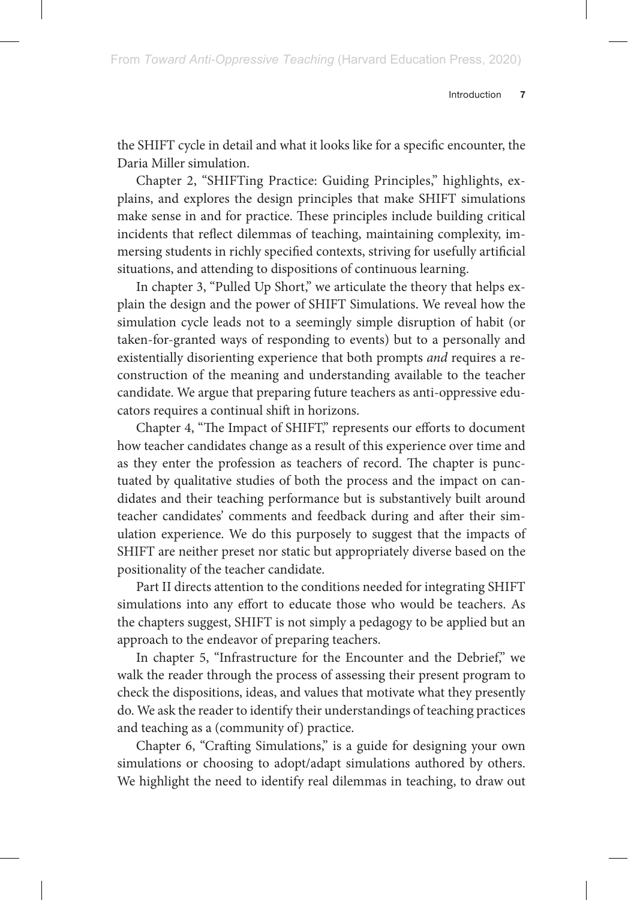the SHIFT cycle in detail and what it looks like for a specific encounter, the Daria Miller simulation.

Chapter 2, "SHIFTing Practice: Guiding Principles," highlights, explains, and explores the design principles that make SHIFT simulations make sense in and for practice. These principles include building critical incidents that reflect dilemmas of teaching, maintaining complexity, immersing students in richly specified contexts, striving for usefully artificial situations, and attending to dispositions of continuous learning.

In chapter 3, "Pulled Up Short," we articulate the theory that helps explain the design and the power of SHIFT Simulations. We reveal how the simulation cycle leads not to a seemingly simple disruption of habit (or taken-for-granted ways of responding to events) but to a personally and existentially disorienting experience that both prompts *and* requires a reconstruction of the meaning and understanding available to the teacher candidate. We argue that preparing future teachers as anti-oppressive educators requires a continual shift in horizons.

Chapter 4, "The Impact of SHIFT," represents our efforts to document how teacher candidates change as a result of this experience over time and as they enter the profession as teachers of record. The chapter is punctuated by qualitative studies of both the process and the impact on candidates and their teaching performance but is substantively built around teacher candidates' comments and feedback during and after their simulation experience. We do this purposely to suggest that the impacts of SHIFT are neither preset nor static but appropriately diverse based on the positionality of the teacher candidate.

Part II directs attention to the conditions needed for integrating SHIFT simulations into any effort to educate those who would be teachers. As the chapters suggest, SHIFT is not simply a pedagogy to be applied but an approach to the endeavor of preparing teachers.

In chapter 5, "Infrastructure for the Encounter and the Debrief," we walk the reader through the process of assessing their present program to check the dispositions, ideas, and values that motivate what they presently do. We ask the reader to identify their understandings of teaching practices and teaching as a (community of) practice.

Chapter 6, "Crafting Simulations," is a guide for designing your own simulations or choosing to adopt/adapt simulations authored by others. We highlight the need to identify real dilemmas in teaching, to draw out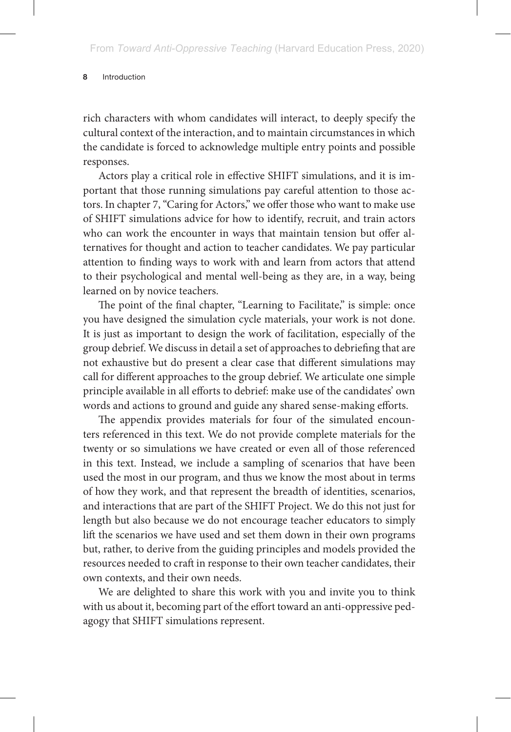rich characters with whom candidates will interact, to deeply specify the cultural context of the interaction, and to maintain circumstances in which the candidate is forced to acknowledge multiple entry points and possible responses.

Actors play a critical role in effective SHIFT simulations, and it is important that those running simulations pay careful attention to those actors. In chapter 7, "Caring for Actors," we offer those who want to make use of SHIFT simulations advice for how to identify, recruit, and train actors who can work the encounter in ways that maintain tension but offer alternatives for thought and action to teacher candidates. We pay particular attention to finding ways to work with and learn from actors that attend to their psychological and mental well-being as they are, in a way, being learned on by novice teachers.

The point of the final chapter, "Learning to Facilitate," is simple: once you have designed the simulation cycle materials, your work is not done. It is just as important to design the work of facilitation, especially of the group debrief. We discuss in detail a set of approaches to debriefing that are not exhaustive but do present a clear case that different simulations may call for different approaches to the group debrief. We articulate one simple principle available in all efforts to debrief: make use of the candidates' own words and actions to ground and guide any shared sense-making efforts.

The appendix provides materials for four of the simulated encounters referenced in this text. We do not provide complete materials for the twenty or so simulations we have created or even all of those referenced in this text. Instead, we include a sampling of scenarios that have been used the most in our program, and thus we know the most about in terms of how they work, and that represent the breadth of identities, scenarios, and interactions that are part of the SHIFT Project. We do this not just for length but also because we do not encourage teacher educators to simply lift the scenarios we have used and set them down in their own programs but, rather, to derive from the guiding principles and models provided the resources needed to craft in response to their own teacher candidates, their own contexts, and their own needs.

We are delighted to share this work with you and invite you to think with us about it, becoming part of the effort toward an anti-oppressive pedagogy that SHIFT simulations represent.